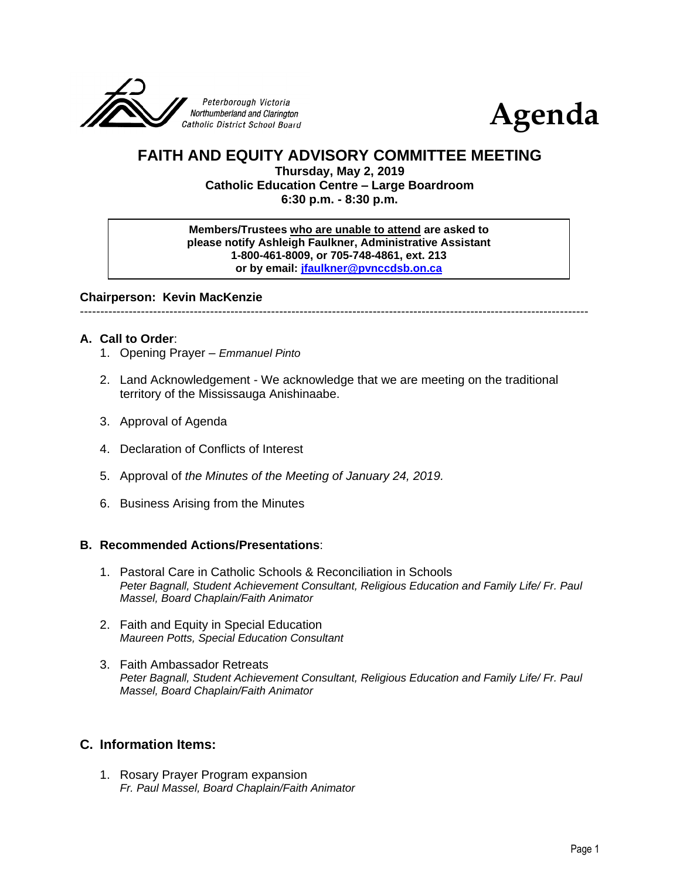Peterborough Victoria Northumberland and Clarington Catholic District School Board

# Agenda

## FAITH AND EQUITY ADVISORY COMMITTEE MEETING

**Thursday, May 2, 2019**
**Catholic Education Centre – Large Boardroom**
**6:30 p.m. - 8:30 p.m.**

> **Members/Trustees who are unable to attend are asked to please notify Ashleigh Faulkner, Administrative Assistant 1-800-461-8009, or 705-748-4861, ext. 213 or by email: jfaulkner@pvnccdsb.on.ca**

**Chairperson: Kevin MacKenzie**

---

### A. Call to Order:

1. Opening Prayer – *Emmanuel Pinto*
2. Land Acknowledgement - We acknowledge that we are meeting on the traditional territory of the Mississauga Anishinaabe.
3. Approval of Agenda
4. Declaration of Conflicts of Interest
5. Approval of *the Minutes of the Meeting of January 24, 2019.*
6. Business Arising from the Minutes

### B. Recommended Actions/Presentations:

1. Pastoral Care in Catholic Schools & Reconciliation in Schools
   *Peter Bagnall, Student Achievement Consultant, Religious Education and Family Life/ Fr. Paul Massel, Board Chaplain/Faith Animator*
2. Faith and Equity in Special Education
   *Maureen Potts, Special Education Consultant*
3. Faith Ambassador Retreats
   *Peter Bagnall, Student Achievement Consultant, Religious Education and Family Life/ Fr. Paul Massel, Board Chaplain/Faith Animator*

### C. Information Items:

1. Rosary Prayer Program expansion
   *Fr. Paul Massel, Board Chaplain/Faith Animator*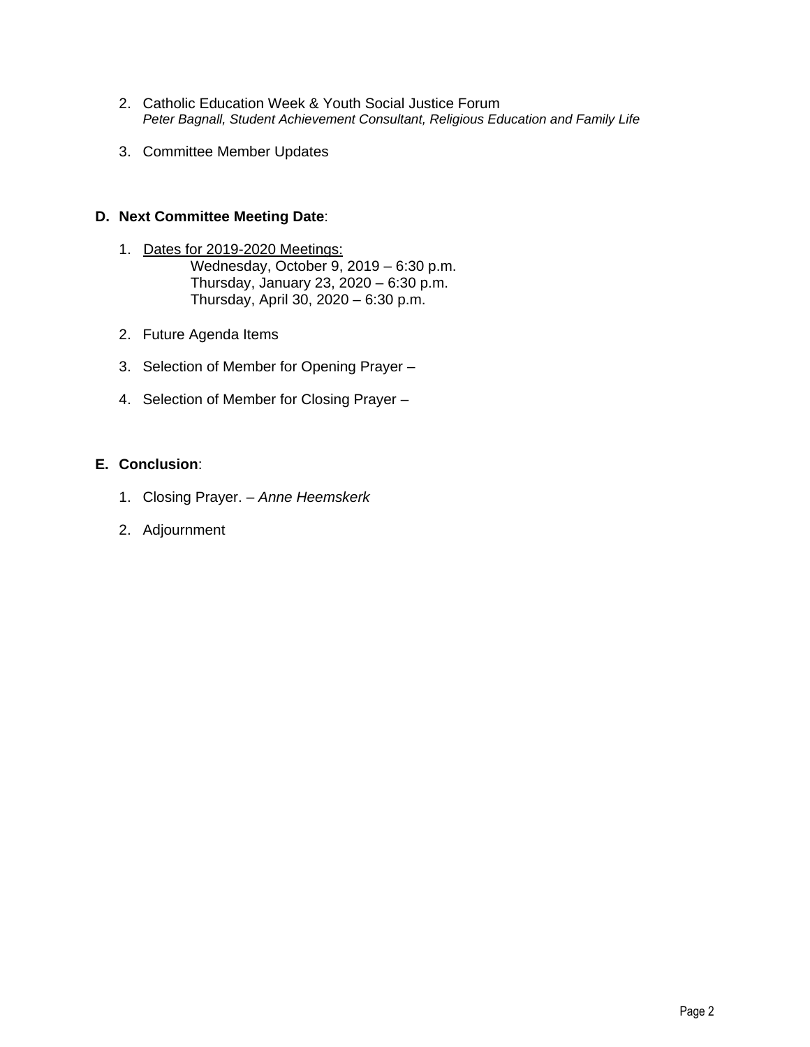2. Catholic Education Week & Youth Social Justice Forum
   *Peter Bagnall, Student Achievement Consultant, Religious Education and Family Life*

3. Committee Member Updates

**D. Next Committee Meeting Date**:

1. Dates for 2019-2020 Meetings:
   Wednesday, October 9, 2019 – 6:30 p.m.
   Thursday, January 23, 2020 – 6:30 p.m.
   Thursday, April 30, 2020 – 6:30 p.m.

2. Future Agenda Items

3. Selection of Member for Opening Prayer –

4. Selection of Member for Closing Prayer –

**E. Conclusion**:

1. Closing Prayer. – *Anne Heemskerk*

2. Adjournment